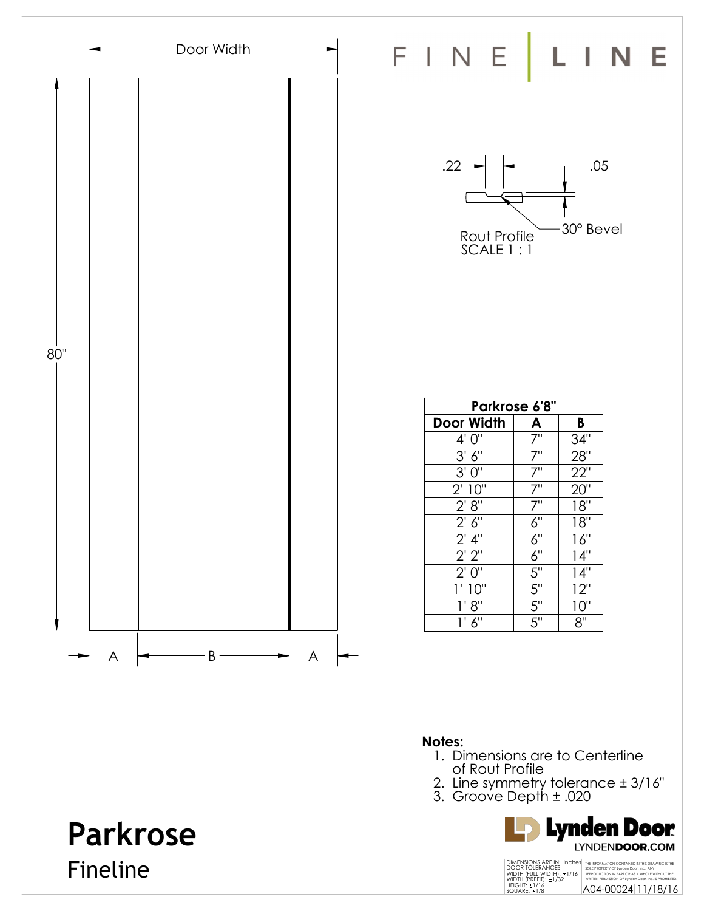# FINE | LINE

Door Width

80"

A | B | A

.22

.05

Rout Profile
SCALE 1 : 1

30° Bevel

| Parkrose 6'8" | | |
|---|---|---|
| Door Width | A | B |
| 4' 0" | 7" | 34" |
| 3' 6" | 7" | 28" |
| 3' 0" | 7" | 22" |
| 2' 10" | 7" | 20" |
| 2' 8" | 7" | 18" |
| 2' 6" | 6" | 18" |
| 2' 4" | 6" | 16" |
| 2' 2" | 6" | 14" |
| 2' 0" | 5" | 14" |
| 1' 10" | 5" | 12" |
| 1' 8" | 5" | 10" |
| 1' 6" | 5" | 8" |

**Notes:**

1. Dimensions are to Centerline of Rout Profile
2. Line symmetry tolerance ± 3/16"
3. Groove Depth ± .020

# Parkrose

Fineline

Lynden Door
LYNDENDOOR.COM

DIMENSIONS ARE IN: Inches
DOOR TOLERANCES
WIDTH (FULL WIDTH): ±1/16
WIDTH (PREFIT): ±1/32
HEIGHT: ±1/16
SQUARE: ±1/8

THE INFORMATION CONTAINED IN THIS DRAWING IS THE SOLE PROPERTY OF Lynden Door, Inc. ANY REPRODUCTION IN PART OR AS A WHOLE WITHOUT THE WRITTEN PERMISSION OF Lynden Door, Inc. IS PROHIBITED.

A04-00024 11/18/16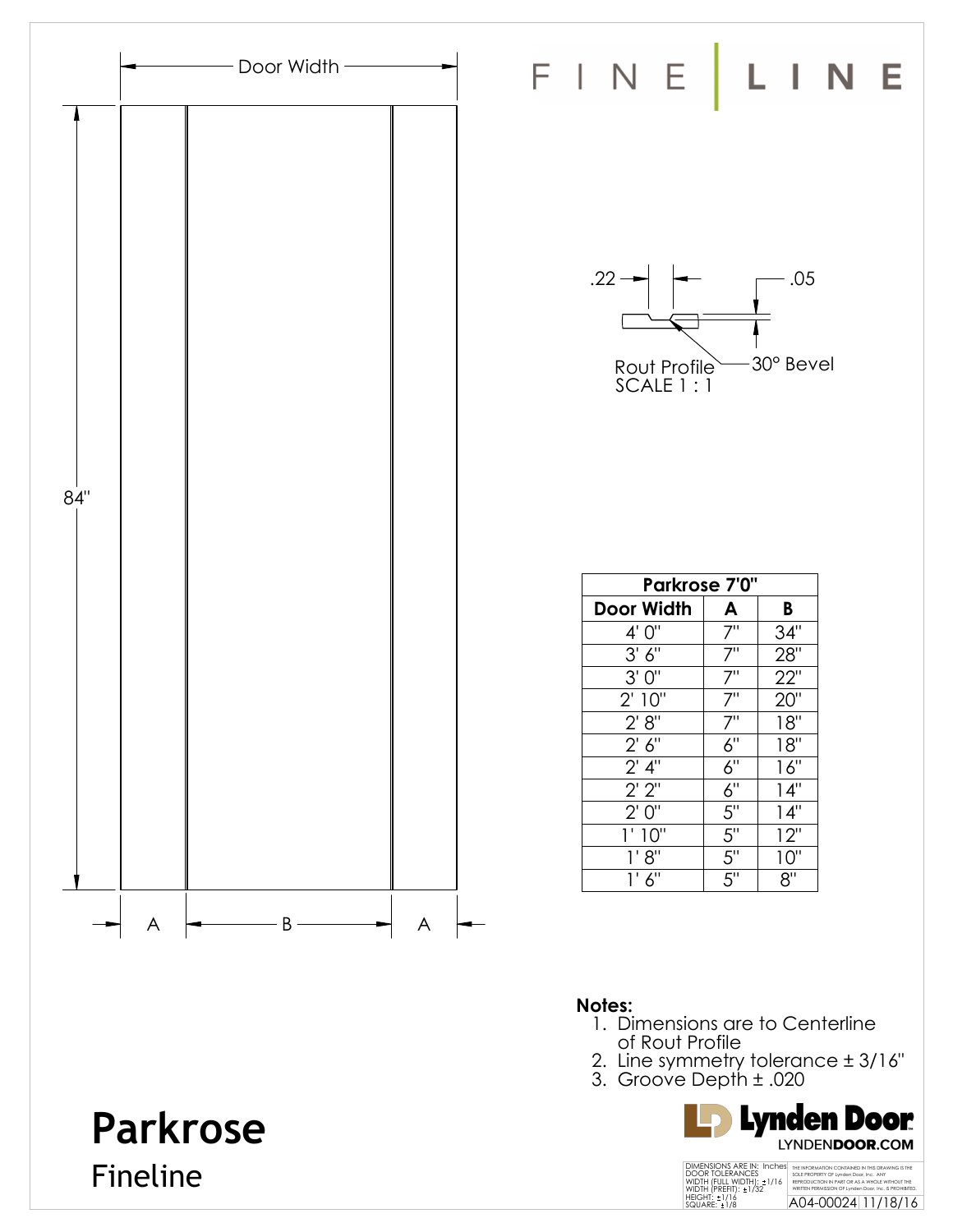FINE | LINE

Door Width

84"

A | B | A

.22 .05

Rout Profile
SCALE 1 : 1

30° Bevel

| Parkrose 7'0" | | |
|---|---|---|
| Door Width | A | B |
| 4' 0" | 7" | 34" |
| 3' 6" | 7" | 28" |
| 3' 0" | 7" | 22" |
| 2' 10" | 7" | 20" |
| 2' 8" | 7" | 18" |
| 2' 6" | 6" | 18" |
| 2' 4" | 6" | 16" |
| 2' 2" | 6" | 14" |
| 2' 0" | 5" | 14" |
| 1' 10" | 5" | 12" |
| 1' 8" | 5" | 10" |
| 1' 6" | 5" | 8" |

**Notes:**

1. Dimensions are to Centerline of Rout Profile
2. Line symmetry tolerance ± 3/16"
3. Groove Depth ± .020

# Parkrose

## Fineline

Lynden Door
LYNDENDOOR.COM

DIMENSIONS ARE IN: Inches
DOOR TOLERANCES
WIDTH (FULL WIDTH): ±1/16
WIDTH (PREFIT): ±1/32
HEIGHT: ±1/16
SQUARE: ±1/8

THE INFORMATION CONTAINED IN THIS DRAWING IS THE SOLE PROPERTY OF Lynden Door, Inc. ANY REPRODUCTION IN PART OR AS A WHOLE WITHOUT THE WRITTEN PERMISSION OF Lynden Door, Inc. IS PROHIBITED.

A04-00024 | 11/18/16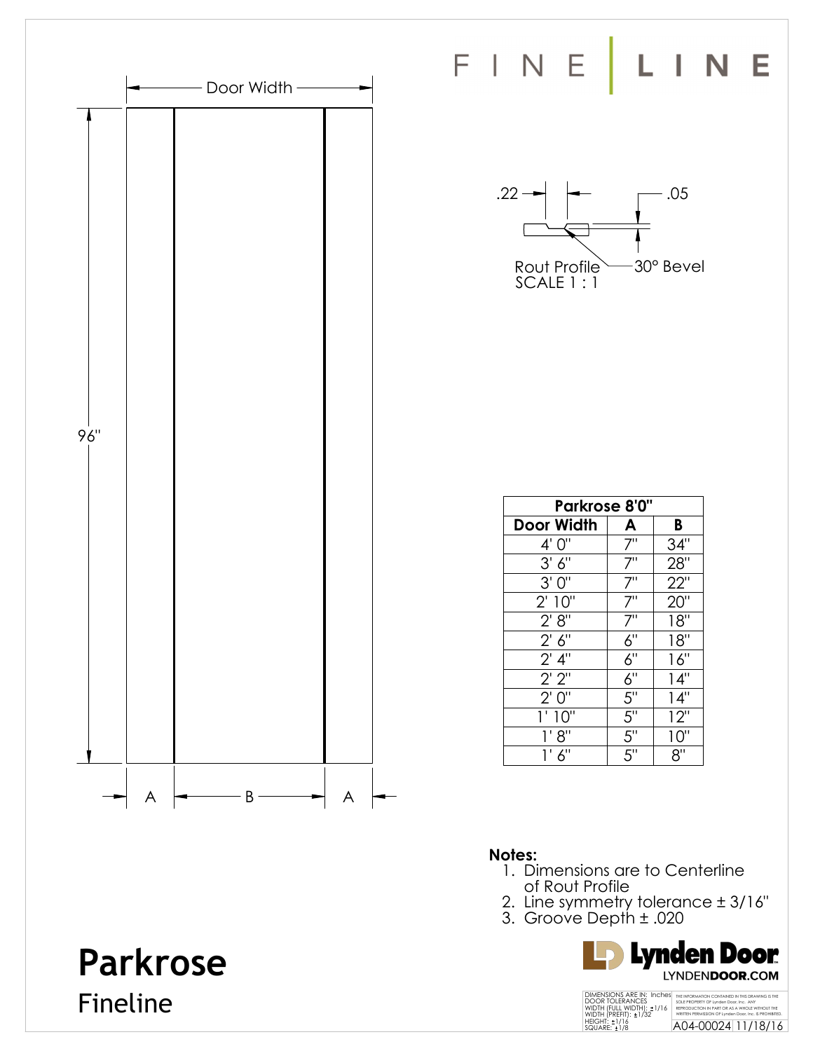# FINE | LINE

Door Width

96"

A B A

.22 .05

Rout Profile
SCALE 1 : 1

30° Bevel

| Parkrose 8'0" | | |
|---|---|---|
| Door Width | A | B |
| 4' 0" | 7" | 34" |
| 3' 6" | 7" | 28" |
| 3' 0" | 7" | 22" |
| 2' 10" | 7" | 20" |
| 2' 8" | 7" | 18" |
| 2' 6" | 6" | 18" |
| 2' 4" | 6" | 16" |
| 2' 2" | 6" | 14" |
| 2' 0" | 5" | 14" |
| 1' 10" | 5" | 12" |
| 1' 8" | 5" | 10" |
| 1' 6" | 5" | 8" |

**Notes:**

1. Dimensions are to Centerline of Rout Profile
2. Line symmetry tolerance ± 3/16"
3. Groove Depth ± .020

# Parkrose

## Fineline

Lynden Door
LYNDEN**DOOR**.COM

DIMENSIONS ARE IN: Inches
DOOR TOLERANCES
WIDTH (FULL WIDTH): ±1/16
WIDTH (PREFIT): ±1/32
HEIGHT: ±1/16
SQUARE: ±1/8

THE INFORMATION CONTAINED IN THIS DRAWING IS THE SOLE PROPERTY OF Lynden Door, Inc. ANY REPRODUCTION IN PART OR AS A WHOLE WITHOUT THE WRITTEN PERMISSION OF Lynden Door, Inc. IS PROHIBITED.

A04-00024 11/18/16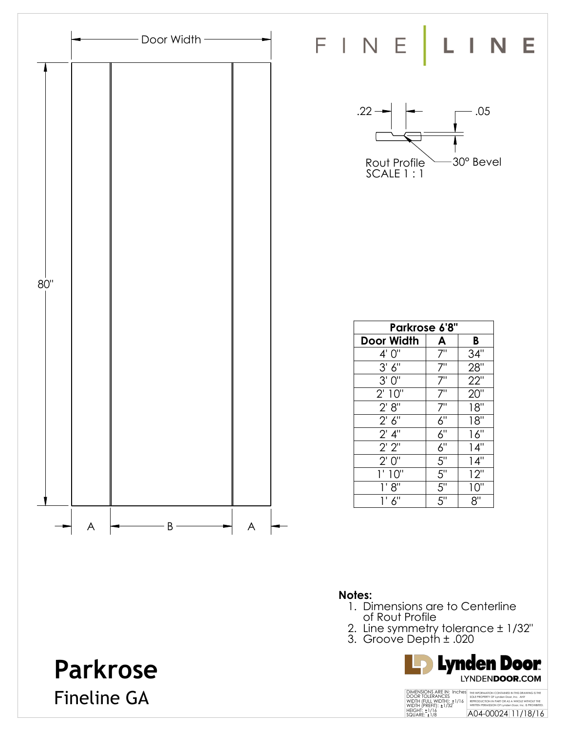Door Width

80"

A B A

FINE | LINE

.22 .05

Rout Profile
SCALE 1 : 1

30° Bevel

| Parkrose 6'8" | | |
|---|---|---|
| Door Width | A | B |
| 4' 0" | 7" | 34" |
| 3' 6" | 7" | 28" |
| 3' 0" | 7" | 22" |
| 2' 10" | 7" | 20" |
| 2' 8" | 7" | 18" |
| 2' 6" | 6" | 18" |
| 2' 4" | 6" | 16" |
| 2' 2" | 6" | 14" |
| 2' 0" | 5" | 14" |
| 1' 10" | 5" | 12" |
| 1' 8" | 5" | 10" |
| 1' 6" | 5" | 8" |

**Notes:**

1. Dimensions are to Centerline of Rout Profile
2. Line symmetry tolerance ± 1/32"
3. Groove Depth ± .020

# Parkrose

## Fineline GA

Lynden Door
LYNDENDOOR.COM

DIMENSIONS ARE IN: Inches
DOOR TOLERANCES
WIDTH (FULL WIDTH): ±1/16
WIDTH (PREFIT): ±1/32
HEIGHT: ±1/16
SQUARE: ±1/8

THE INFORMATION CONTAINED IN THIS DRAWING IS THE SOLE PROPERTY OF Lynden Door, Inc. ANY REPRODUCTION IN PART OR AS A WHOLE WITHOUT THE WRITTEN PERMISSION OF Lynden Door, Inc. IS PROHIBITED.

A04-00024 11/18/16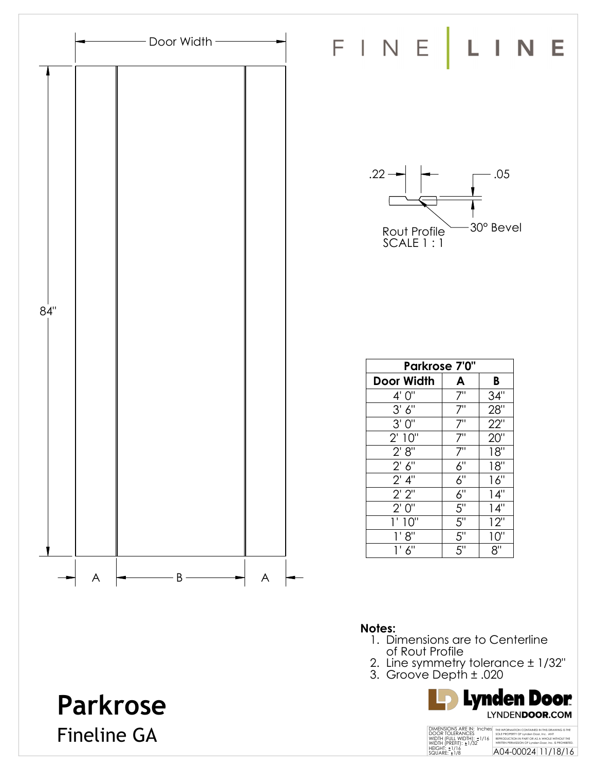FINE | LINE

Door Width

84"

A | B | A

.22

.05

30° Bevel

Rout Profile
SCALE 1 : 1

| Parkrose 7'0" | | |
|---|---|---|
| Door Width | A | B |
| 4' 0" | 7" | 34" |
| 3' 6" | 7" | 28" |
| 3' 0" | 7" | 22" |
| 2' 10" | 7" | 20" |
| 2' 8" | 7" | 18" |
| 2' 6" | 6" | 18" |
| 2' 4" | 6" | 16" |
| 2' 2" | 6" | 14" |
| 2' 0" | 5" | 14" |
| 1' 10" | 5" | 12" |
| 1' 8" | 5" | 10" |
| 1' 6" | 5" | 8" |

**Notes:**

1. Dimensions are to Centerline of Rout Profile
2. Line symmetry tolerance ± 1/32"
3. Groove Depth ± .020

# Parkrose

## Fineline GA

Lynden Door
LYNDENDOOR.COM

DIMENSIONS ARE IN: Inches
DOOR TOLERANCES
WIDTH (FULL WIDTH): ±1/16
WIDTH (PREFIT): ±1/32
HEIGHT: ±1/16
SQUARE: ±1/8

THE INFORMATION CONTAINED IN THIS DRAWING IS THE SOLE PROPERTY OF Lynden Door, Inc. ANY REPRODUCTION IN PART OR AS A WHOLE WITHOUT THE WRITTEN PERMISSION OF Lynden Door, Inc. IS PROHIBITED.

A04-00024 11/18/16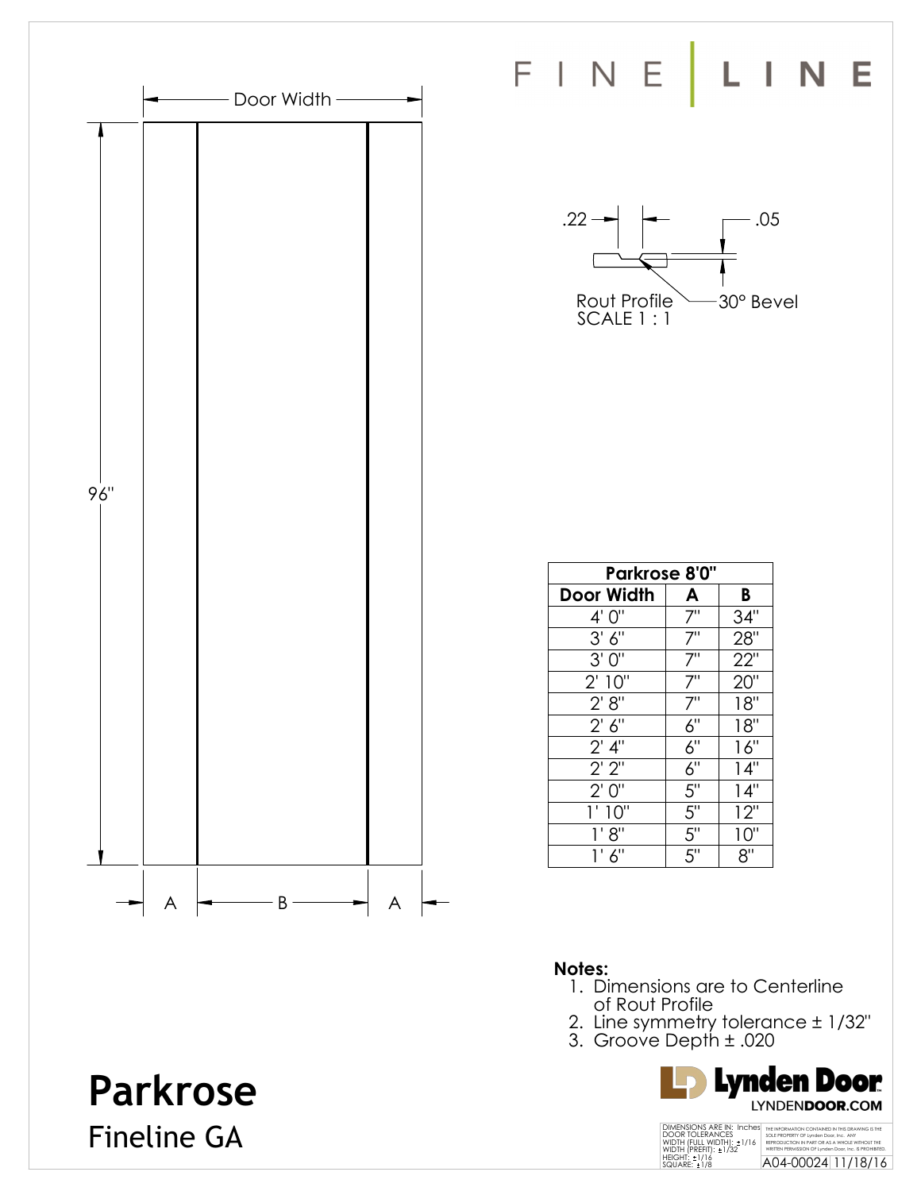FINE | LINE

Door Width

96"

A B A

.22

.05

Rout Profile
SCALE 1 : 1

30° Bevel

| Parkrose 8'0" | | |
|---|---|---|
| Door Width | A | B |
| 4' 0" | 7" | 34" |
| 3' 6" | 7" | 28" |
| 3' 0" | 7" | 22" |
| 2' 10" | 7" | 20" |
| 2' 8" | 7" | 18" |
| 2' 6" | 6" | 18" |
| 2' 4" | 6" | 16" |
| 2' 2" | 6" | 14" |
| 2' 0" | 5" | 14" |
| 1' 10" | 5" | 12" |
| 1' 8" | 5" | 10" |
| 1' 6" | 5" | 8" |

**Notes:**

1. Dimensions are to Centerline of Rout Profile
2. Line symmetry tolerance ± 1/32"
3. Groove Depth ± .020

# Parkrose

Fineline GA

Lynden Door
LYNDENDOOR.COM

DIMENSIONS ARE IN: Inches
DOOR TOLERANCES
WIDTH (FULL WIDTH): ±1/16
WIDTH (PREFIT): ±1/32
HEIGHT: ±1/16
SQUARE: ±1/8

THE INFORMATION CONTAINED IN THIS DRAWING IS THE SOLE PROPERTY OF Lynden Door, Inc. ANY REPRODUCTION IN PART OR AS A WHOLE WITHOUT THE WRITTEN PERMISSION OF Lynden Door, Inc. IS PROHIBITED.

A04-00024 11/18/16